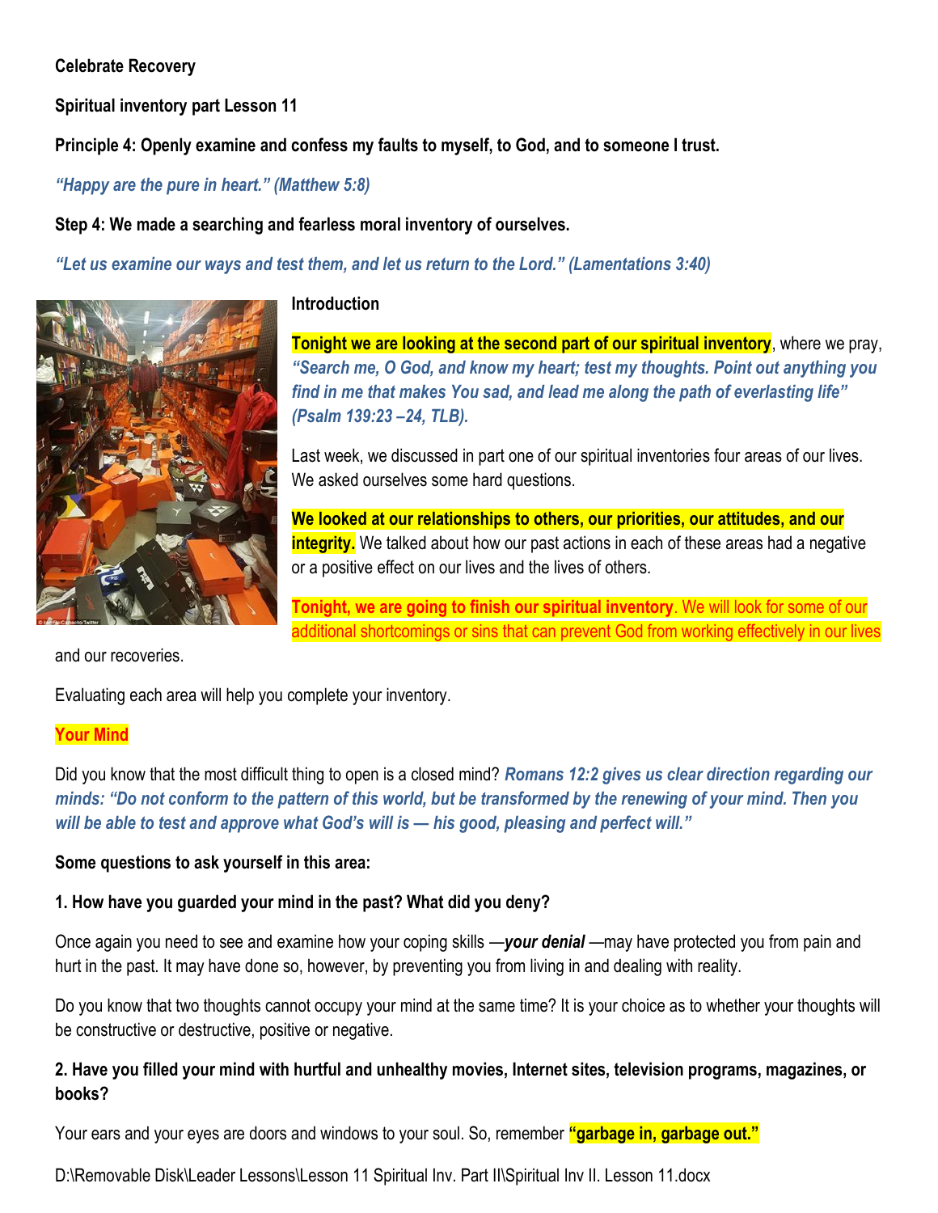**Celebrate Recovery**

**Spiritual inventory part Lesson 11**

**Principle 4: Openly examine and confess my faults to myself, to God, and to someone I trust.**

*"Happy are the pure in heart." (Matthew 5:8)*

**Step 4: We made a searching and fearless moral inventory of ourselves.**

*"Let us examine our ways and test them, and let us return to the Lord." (Lamentations 3:40)*

**Introduction**

**Tonight we are looking at the second part of our spiritual inventory**, where we pray, ***"Search me, O God, and know my heart; test my thoughts. Point out anything you find in me that makes You sad, and lead me along the path of everlasting life" (Psalm 139:23 –24, TLB).***

Last week, we discussed in part one of our spiritual inventories four areas of our lives. We asked ourselves some hard questions.

**We looked at our relationships to others, our priorities, our attitudes, and our integrity.** We talked about how our past actions in each of these areas had a negative or a positive effect on our lives and the lives of others.

**Tonight, we are going to finish our spiritual inventory**. We will look for some of our additional shortcomings or sins that can prevent God from working effectively in our lives and our recoveries.

Evaluating each area will help you complete your inventory.

## Your Mind

Did you know that the most difficult thing to open is a closed mind? ***Romans 12:2 gives us clear direction regarding our minds: "Do not conform to the pattern of this world, but be transformed by the renewing of your mind. Then you will be able to test and approve what God's will is — his good, pleasing and perfect will."***

**Some questions to ask yourself in this area:**

**1. How have you guarded your mind in the past? What did you deny?**

Once again you need to see and examine how your coping skills —***your denial*** —may have protected you from pain and hurt in the past. It may have done so, however, by preventing you from living in and dealing with reality.

Do you know that two thoughts cannot occupy your mind at the same time? It is your choice as to whether your thoughts will be constructive or destructive, positive or negative.

**2. Have you filled your mind with hurtful and unhealthy movies, Internet sites, television programs, magazines, or books?**

Your ears and your eyes are doors and windows to your soul. So, remember **"garbage in, garbage out."**

D:\Removable Disk\Leader Lessons\Lesson 11 Spiritual Inv. Part II\Spiritual Inv II. Lesson 11.docx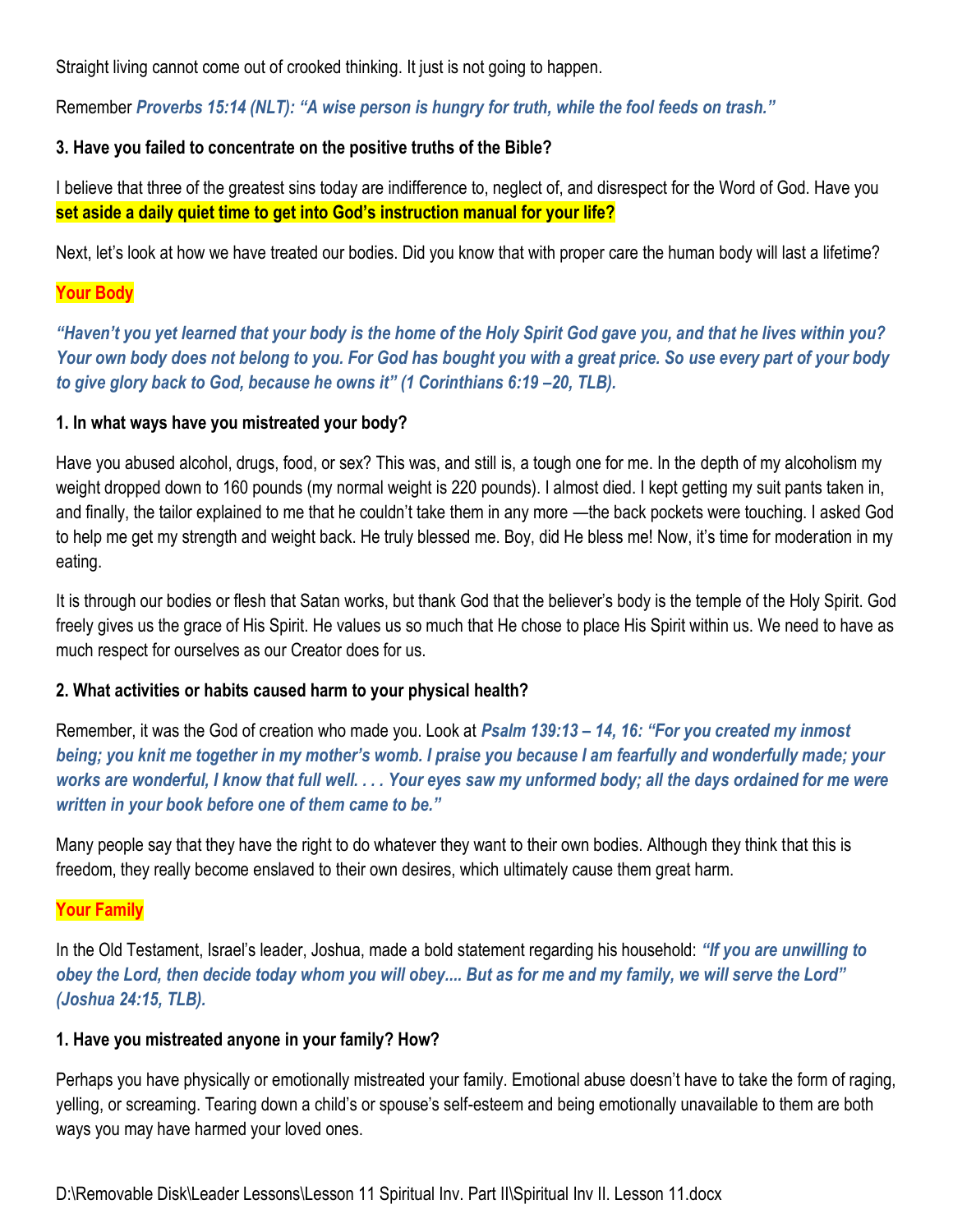Straight living cannot come out of crooked thinking. It just is not going to happen.

Remember ***Proverbs 15:14 (NLT): "A wise person is hungry for truth, while the fool feeds on trash."***

**3. Have you failed to concentrate on the positive truths of the Bible?**

I believe that three of the greatest sins today are indifference to, neglect of, and disrespect for the Word of God. Have you **set aside a daily quiet time to get into God's instruction manual for your life?**

Next, let's look at how we have treated our bodies. Did you know that with proper care the human body will last a lifetime?

## Your Body

***"Haven't you yet learned that your body is the home of the Holy Spirit God gave you, and that he lives within you? Your own body does not belong to you. For God has bought you with a great price. So use every part of your body to give glory back to God, because he owns it" (1 Corinthians 6:19 –20, TLB).***

**1. In what ways have you mistreated your body?**

Have you abused alcohol, drugs, food, or sex? This was, and still is, a tough one for me. In the depth of my alcoholism my weight dropped down to 160 pounds (my normal weight is 220 pounds). I almost died. I kept getting my suit pants taken in, and finally, the tailor explained to me that he couldn't take them in any more —the back pockets were touching. I asked God to help me get my strength and weight back. He truly blessed me. Boy, did He bless me! Now, it's time for moderation in my eating.

It is through our bodies or flesh that Satan works, but thank God that the believer's body is the temple of the Holy Spirit. God freely gives us the grace of His Spirit. He values us so much that He chose to place His Spirit within us. We need to have as much respect for ourselves as our Creator does for us.

**2. What activities or habits caused harm to your physical health?**

Remember, it was the God of creation who made you. Look at ***Psalm 139:13 – 14, 16: "For you created my inmost being; you knit me together in my mother's womb. I praise you because I am fearfully and wonderfully made; your works are wonderful, I know that full well. . . . Your eyes saw my unformed body; all the days ordained for me were written in your book before one of them came to be."***

Many people say that they have the right to do whatever they want to their own bodies. Although they think that this is freedom, they really become enslaved to their own desires, which ultimately cause them great harm.

## Your Family

In the Old Testament, Israel's leader, Joshua, made a bold statement regarding his household: ***"If you are unwilling to obey the Lord, then decide today whom you will obey.... But as for me and my family, we will serve the Lord" (Joshua 24:15, TLB).***

**1. Have you mistreated anyone in your family? How?**

Perhaps you have physically or emotionally mistreated your family. Emotional abuse doesn't have to take the form of raging, yelling, or screaming. Tearing down a child's or spouse's self-esteem and being emotionally unavailable to them are both ways you may have harmed your loved ones.

D:\Removable Disk\Leader Lessons\Lesson 11 Spiritual Inv. Part II\Spiritual Inv II. Lesson 11.docx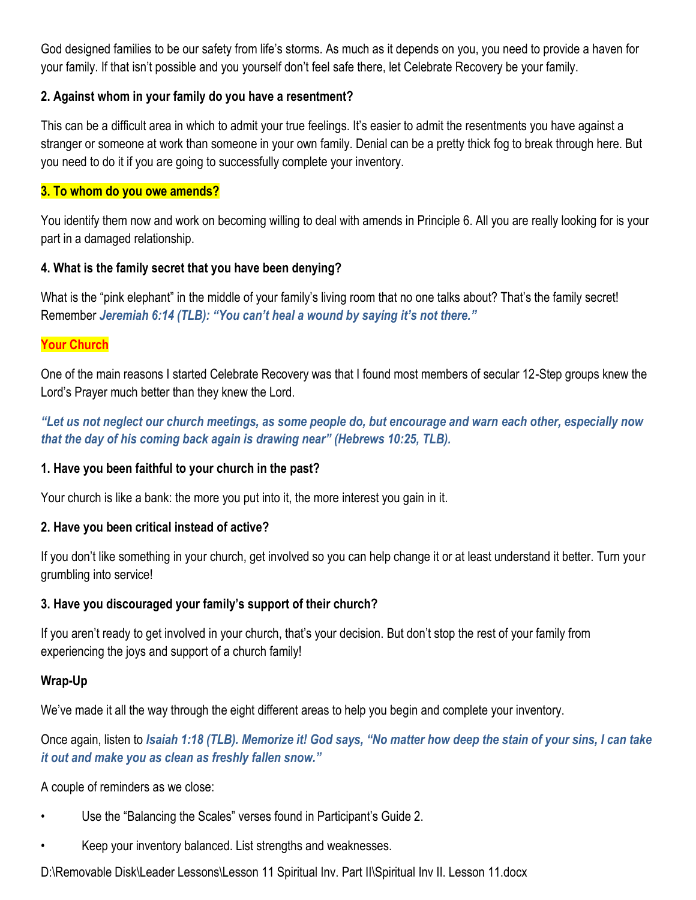God designed families to be our safety from life's storms. As much as it depends on you, you need to provide a haven for your family. If that isn't possible and you yourself don't feel safe there, let Celebrate Recovery be your family.

**2. Against whom in your family do you have a resentment?**

This can be a difficult area in which to admit your true feelings. It's easier to admit the resentments you have against a stranger or someone at work than someone in your own family. Denial can be a pretty thick fog to break through here. But you need to do it if you are going to successfully complete your inventory.

**3. To whom do you owe amends?**

You identify them now and work on becoming willing to deal with amends in Principle 6. All you are really looking for is your part in a damaged relationship.

**4. What is the family secret that you have been denying?**

What is the "pink elephant" in the middle of your family's living room that no one talks about? That's the family secret! Remember ***Jeremiah 6:14 (TLB): "You can't heal a wound by saying it's not there."***

**Your Church**

One of the main reasons I started Celebrate Recovery was that I found most members of secular 12-Step groups knew the Lord's Prayer much better than they knew the Lord.

***"Let us not neglect our church meetings, as some people do, but encourage and warn each other, especially now that the day of his coming back again is drawing near" (Hebrews 10:25, TLB).***

**1. Have you been faithful to your church in the past?**

Your church is like a bank: the more you put into it, the more interest you gain in it.

**2. Have you been critical instead of active?**

If you don't like something in your church, get involved so you can help change it or at least understand it better. Turn your grumbling into service!

**3. Have you discouraged your family's support of their church?**

If you aren't ready to get involved in your church, that's your decision. But don't stop the rest of your family from experiencing the joys and support of a church family!

**Wrap-Up**

We've made it all the way through the eight different areas to help you begin and complete your inventory.

Once again, listen to ***Isaiah 1:18 (TLB). Memorize it! God says, "No matter how deep the stain of your sins, I can take it out and make you as clean as freshly fallen snow."***

A couple of reminders as we close:

- Use the "Balancing the Scales" verses found in Participant's Guide 2.
- Keep your inventory balanced. List strengths and weaknesses.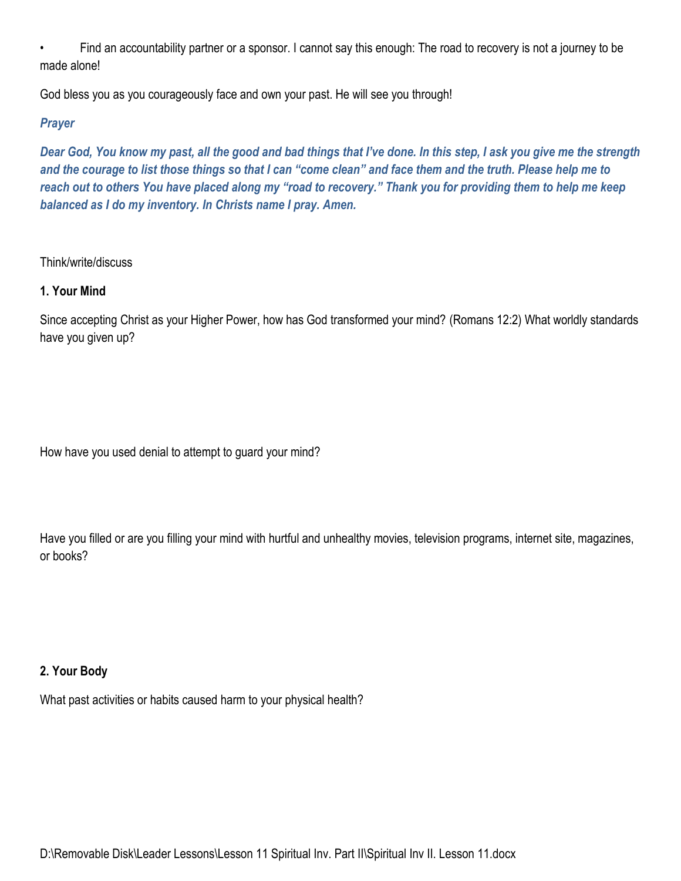- Find an accountability partner or a sponsor. I cannot say this enough: The road to recovery is not a journey to be made alone!

God bless you as you courageously face and own your past. He will see you through!

***Prayer***

***Dear God, You know my past, all the good and bad things that I've done. In this step, I ask you give me the strength and the courage to list those things so that I can "come clean" and face them and the truth. Please help me to reach out to others You have placed along my "road to recovery." Thank you for providing them to help me keep balanced as I do my inventory. In Christs name I pray. Amen.***

Think/write/discuss

**1. Your Mind**

Since accepting Christ as your Higher Power, how has God transformed your mind? (Romans 12:2) What worldly standards have you given up?

How have you used denial to attempt to guard your mind?

Have you filled or are you filling your mind with hurtful and unhealthy movies, television programs, internet site, magazines, or books?

**2. Your Body**

What past activities or habits caused harm to your physical health?

D:\Removable Disk\Leader Lessons\Lesson 11 Spiritual Inv. Part II\Spiritual Inv II. Lesson 11.docx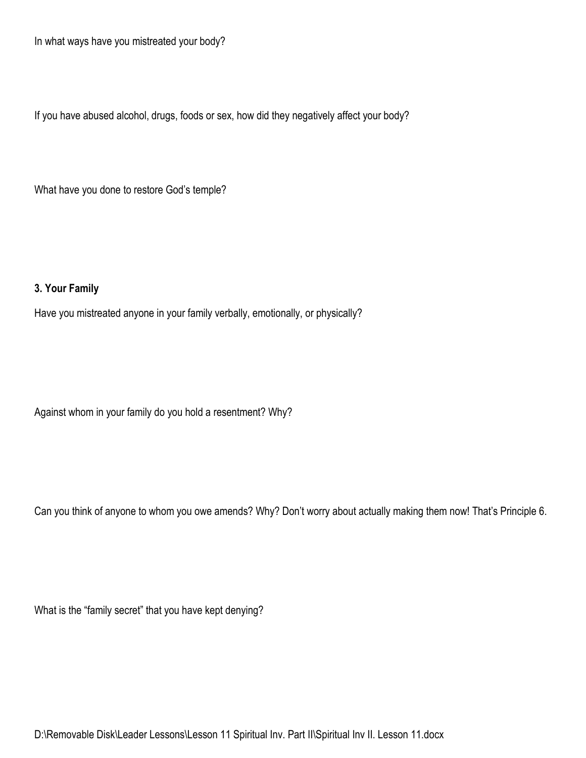In what ways have you mistreated your body?

If you have abused alcohol, drugs, foods or sex, how did they negatively affect your body?

What have you done to restore God's temple?

**3. Your Family**

Have you mistreated anyone in your family verbally, emotionally, or physically?

Against whom in your family do you hold a resentment? Why?

Can you think of anyone to whom you owe amends? Why? Don't worry about actually making them now! That's Principle 6.

What is the "family secret" that you have kept denying?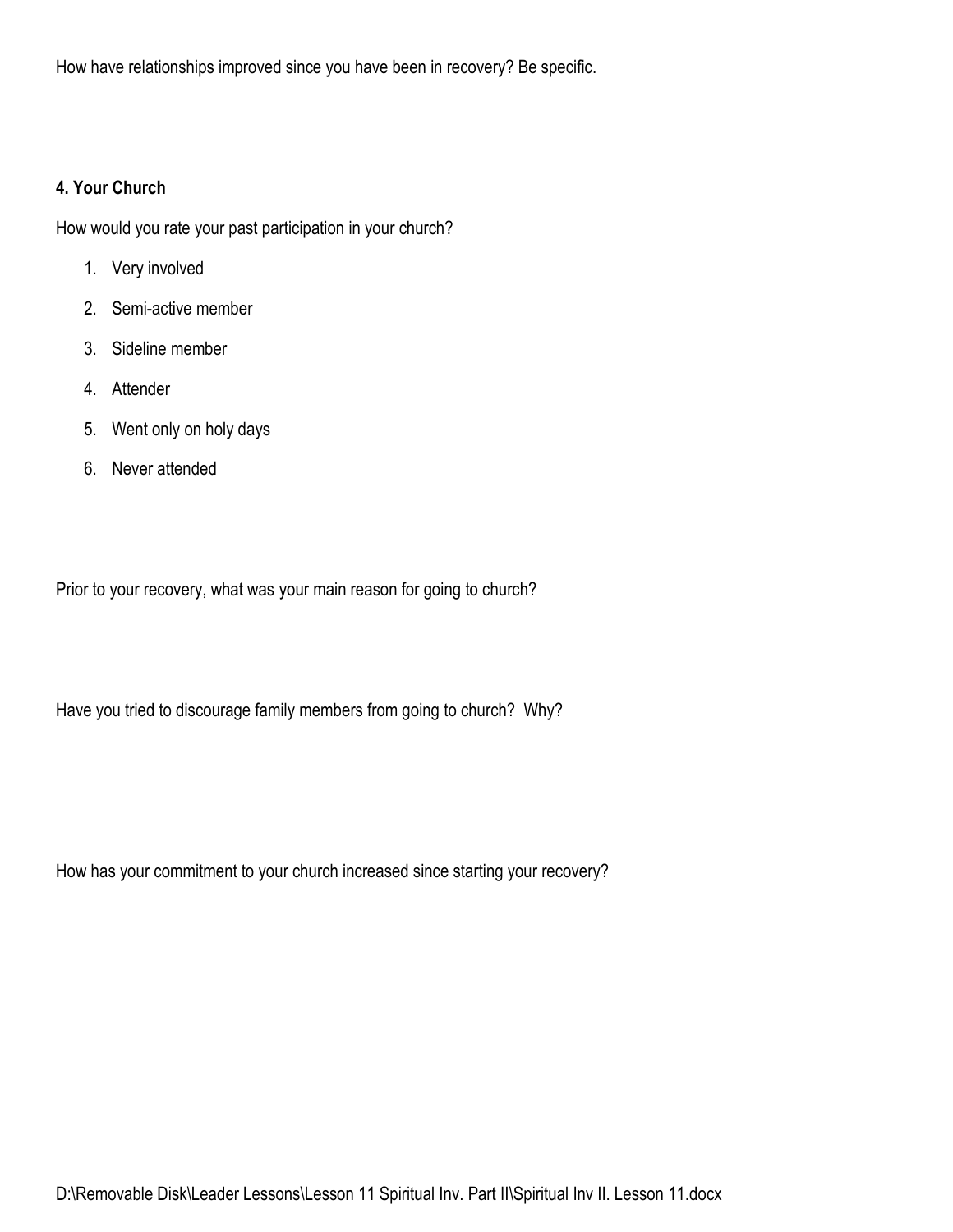How have relationships improved since you have been in recovery? Be specific.

**4. Your Church**

How would you rate your past participation in your church?

1. Very involved
2. Semi-active member
3. Sideline member
4. Attender
5. Went only on holy days
6. Never attended

Prior to your recovery, what was your main reason for going to church?

Have you tried to discourage family members from going to church? Why?

How has your commitment to your church increased since starting your recovery?